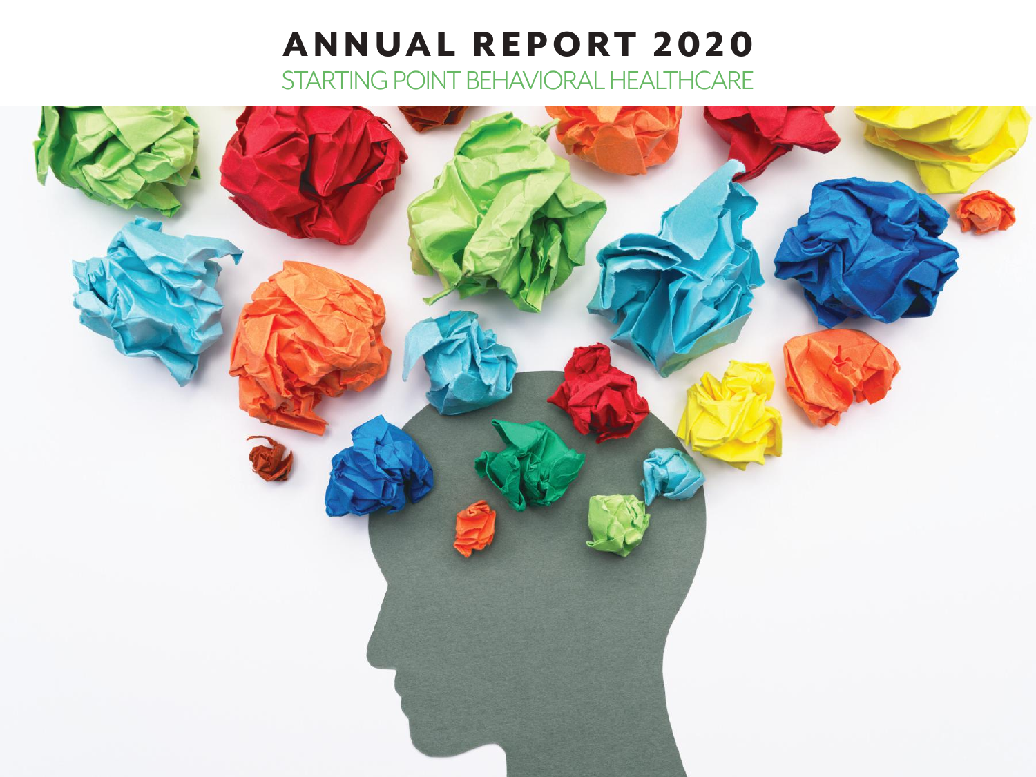# ANNUAL REPORT 2020

STARTING POINT BEHAVIORAL HEALTHCARE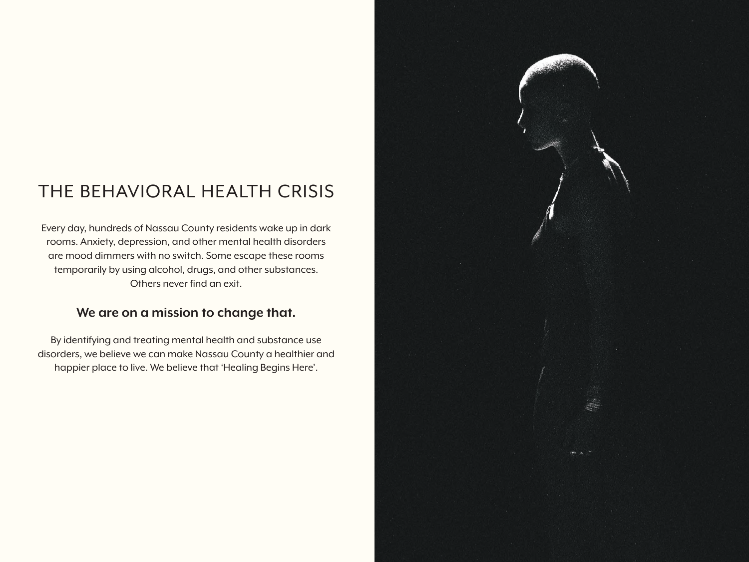# THE BEHAVIORAL HEALTH CRISIS

Every day, hundreds of Nassau County residents wake up in dark rooms. Anxiety, depression, and other mental health disorders are mood dimmers with no switch. Some escape these rooms temporarily by using alcohol, drugs, and other substances. Others never find an exit.

**We are on a mission to change that.**

By identifying and treating mental health and substance use disorders, we believe we can make Nassau County a healthier and happier place to live. We believe that 'Healing Begins Here'.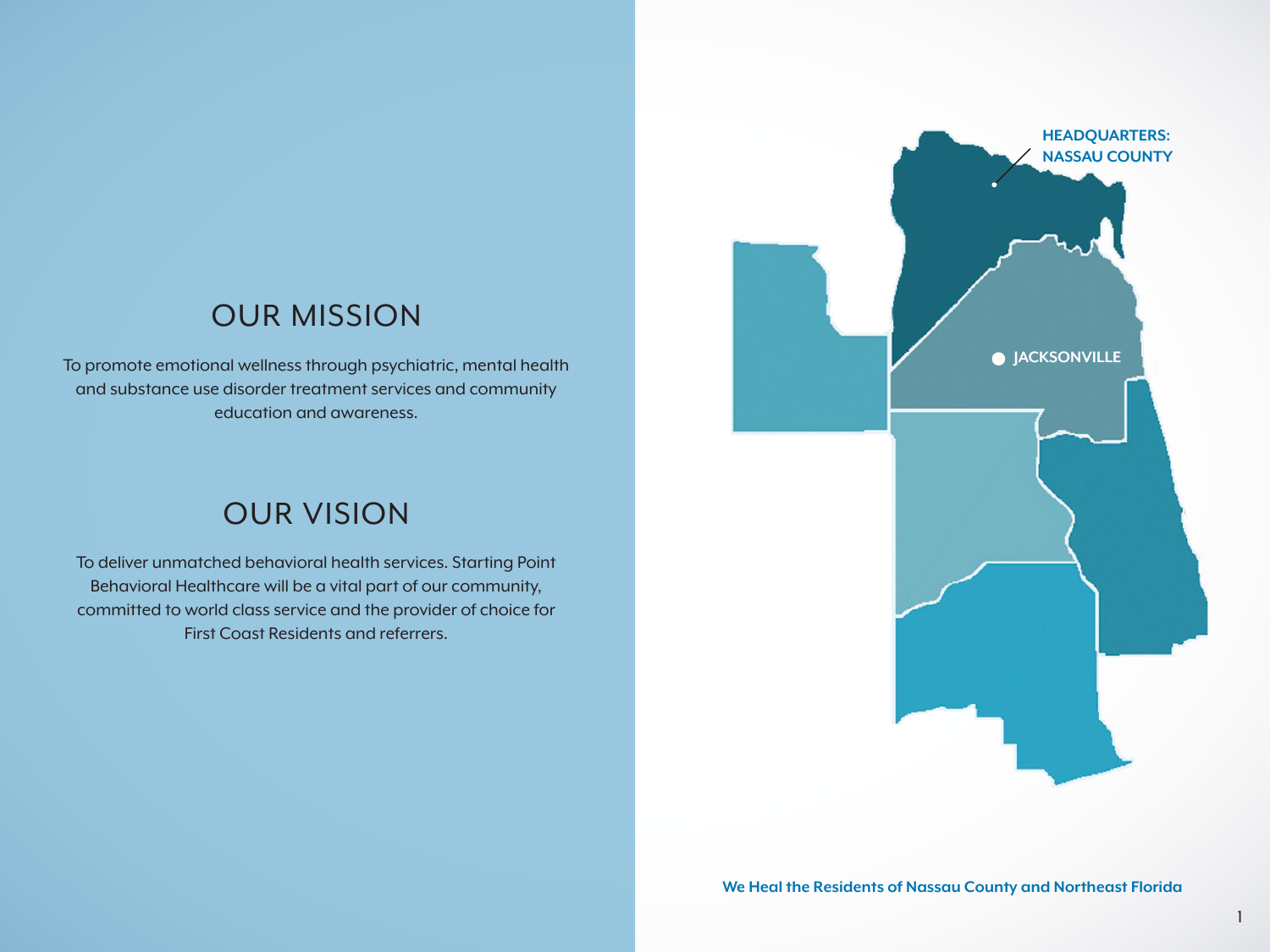## OUR MISSION

To promote emotional wellness through psychiatric, mental health and substance use disorder treatment services and community education and awareness.

## OUR VISION

To deliver unmatched behavioral health services. Starting Point Behavioral Healthcare will be a vital part of our community, committed to world class service and the provider of choice for First Coast Residents and referrers.

**HEADQUARTERS: NASSAU COUNTY**

**JACKSONVILLE**

**We Heal the Residents of Nassau County and Northeast Florida**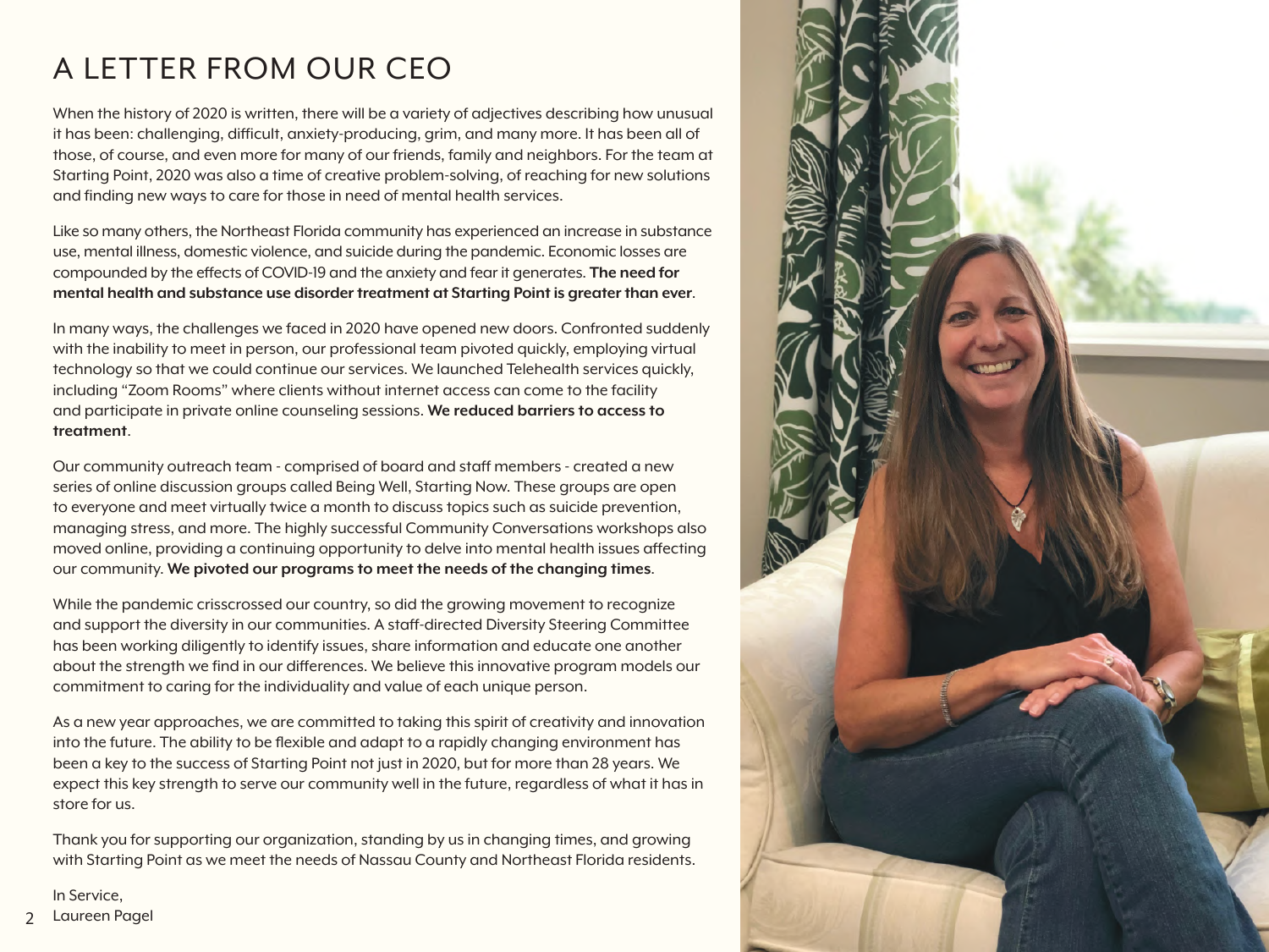# A LETTER FROM OUR CEO

When the history of 2020 is written, there will be a variety of adjectives describing how unusual it has been: challenging, difficult, anxiety-producing, grim, and many more. It has been all of those, of course, and even more for many of our friends, family and neighbors. For the team at Starting Point, 2020 was also a time of creative problem-solving, of reaching for new solutions and finding new ways to care for those in need of mental health services.

Like so many others, the Northeast Florida community has experienced an increase in substance use, mental illness, domestic violence, and suicide during the pandemic. Economic losses are compounded by the effects of COVID-19 and the anxiety and fear it generates. **The need for mental health and substance use disorder treatment at Starting Point is greater than ever**.

In many ways, the challenges we faced in 2020 have opened new doors. Confronted suddenly with the inability to meet in person, our professional team pivoted quickly, employing virtual technology so that we could continue our services. We launched Telehealth services quickly, including "Zoom Rooms" where clients without internet access can come to the facility and participate in private online counseling sessions. **We reduced barriers to access to treatment**.

Our community outreach team - comprised of board and staff members - created a new series of online discussion groups called Being Well, Starting Now. These groups are open to everyone and meet virtually twice a month to discuss topics such as suicide prevention, managing stress, and more. The highly successful Community Conversations workshops also moved online, providing a continuing opportunity to delve into mental health issues affecting our community. **We pivoted our programs to meet the needs of the changing times**.

While the pandemic crisscrossed our country, so did the growing movement to recognize and support the diversity in our communities. A staff-directed Diversity Steering Committee has been working diligently to identify issues, share information and educate one another about the strength we find in our differences. We believe this innovative program models our commitment to caring for the individuality and value of each unique person.

As a new year approaches, we are committed to taking this spirit of creativity and innovation into the future. The ability to be flexible and adapt to a rapidly changing environment has been a key to the success of Starting Point not just in 2020, but for more than 28 years. We expect this key strength to serve our community well in the future, regardless of what it has in store for us.

Thank you for supporting our organization, standing by us in changing times, and growing with Starting Point as we meet the needs of Nassau County and Northeast Florida residents.

In Service,
Laureen Pagel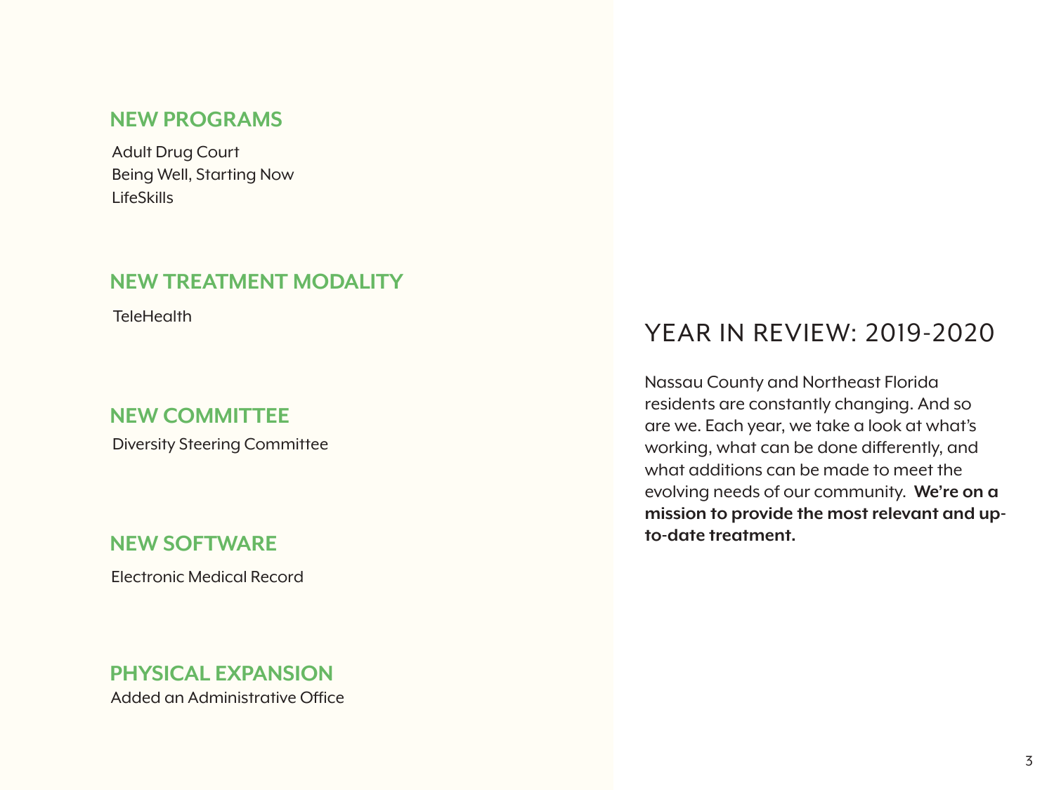## NEW PROGRAMS

Adult Drug Court
Being Well, Starting Now
LifeSkills

## NEW TREATMENT MODALITY

TeleHealth

## NEW COMMITTEE

Diversity Steering Committee

## NEW SOFTWARE

Electronic Medical Record

## PHYSICAL EXPANSION

Added an Administrative Office

# YEAR IN REVIEW: 2019-2020

Nassau County and Northeast Florida residents are constantly changing. And so are we. Each year, we take a look at what's working, what can be done differently, and what additions can be made to meet the evolving needs of our community. **We're on a mission to provide the most relevant and up-to-date treatment.**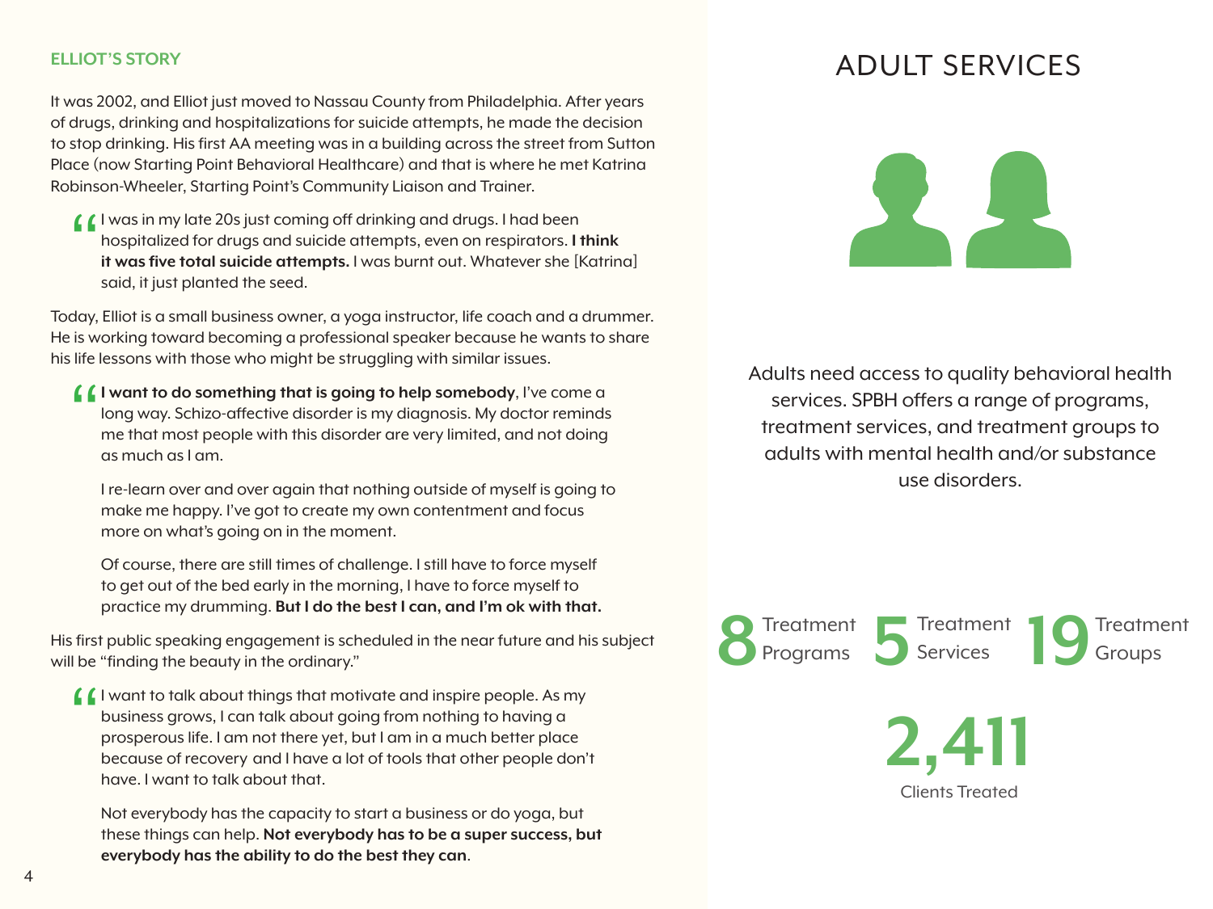## ELLIOT'S STORY

It was 2002, and Elliot just moved to Nassau County from Philadelphia. After years of drugs, drinking and hospitalizations for suicide attempts, he made the decision to stop drinking. His first AA meeting was in a building across the street from Sutton Place (now Starting Point Behavioral Healthcare) and that is where he met Katrina Robinson-Wheeler, Starting Point's Community Liaison and Trainer.

> "I was in my late 20s just coming off drinking and drugs. I had been hospitalized for drugs and suicide attempts, even on respirators. **I think it was five total suicide attempts.** I was burnt out. Whatever she [Katrina] said, it just planted the seed.

Today, Elliot is a small business owner, a yoga instructor, life coach and a drummer. He is working toward becoming a professional speaker because he wants to share his life lessons with those who might be struggling with similar issues.

> "**I want to do something that is going to help somebody**, I've come a long way. Schizo-affective disorder is my diagnosis. My doctor reminds me that most people with this disorder are very limited, and not doing as much as I am.
>
> I re-learn over and over again that nothing outside of myself is going to make me happy. I've got to create my own contentment and focus more on what's going on in the moment.
>
> Of course, there are still times of challenge. I still have to force myself to get out of the bed early in the morning, I have to force myself to practice my drumming. **But I do the best I can, and I'm ok with that.**

His first public speaking engagement is scheduled in the near future and his subject will be "finding the beauty in the ordinary."

> "I want to talk about things that motivate and inspire people. As my business grows, I can talk about going from nothing to having a prosperous life. I am not there yet, but I am in a much better place because of recovery and I have a lot of tools that other people don't have. I want to talk about that.
>
> Not everybody has the capacity to start a business or do yoga, but these things can help. **Not everybody has to be a super success, but everybody has the ability to do the best they can**.

# ADULT SERVICES

Adults need access to quality behavioral health services. SPBH offers a range of programs, treatment services, and treatment groups to adults with mental health and/or substance use disorders.

**8** Treatment Programs

**5** Treatment Services

**19** Treatment Groups

**2,411** Clients Treated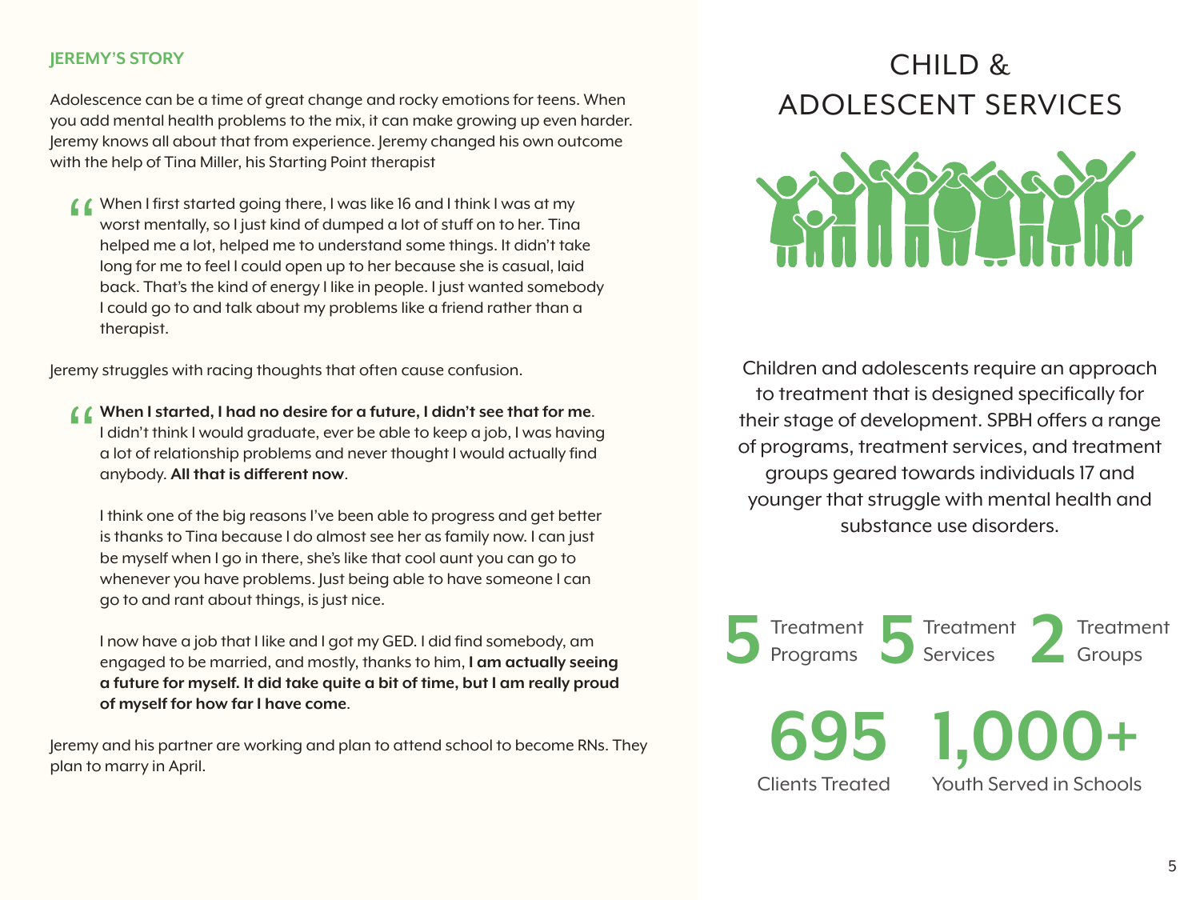## JEREMY'S STORY

Adolescence can be a time of great change and rocky emotions for teens. When you add mental health problems to the mix, it can make growing up even harder. Jeremy knows all about that from experience. Jeremy changed his own outcome with the help of Tina Miller, his Starting Point therapist

> "When I first started going there, I was like 16 and I think I was at my worst mentally, so I just kind of dumped a lot of stuff on to her. Tina helped me a lot, helped me to understand some things. It didn't take long for me to feel I could open up to her because she is casual, laid back. That's the kind of energy I like in people. I just wanted somebody I could go to and talk about my problems like a friend rather than a therapist.

Jeremy struggles with racing thoughts that often cause confusion.

> "**When I started, I had no desire for a future, I didn't see that for me**. I didn't think I would graduate, ever be able to keep a job, I was having a lot of relationship problems and never thought I would actually find anybody. **All that is different now**.
>
> I think one of the big reasons I've been able to progress and get better is thanks to Tina because I do almost see her as family now. I can just be myself when I go in there, she's like that cool aunt you can go to whenever you have problems. Just being able to have someone I can go to and rant about things, is just nice.
>
> I now have a job that I like and I got my GED. I did find somebody, am engaged to be married, and mostly, thanks to him, **I am actually seeing a future for myself. It did take quite a bit of time, but I am really proud of myself for how far I have come**.

Jeremy and his partner are working and plan to attend school to become RNs. They plan to marry in April.

# CHILD & ADOLESCENT SERVICES

Children and adolescents require an approach to treatment that is designed specifically for their stage of development. SPBH offers a range of programs, treatment services, and treatment groups geared towards individuals 17 and younger that struggle with mental health and substance use disorders.

**5** Treatment Programs

**5** Treatment Services

**2** Treatment Groups

**695** Clients Treated

**1,000+** Youth Served in Schools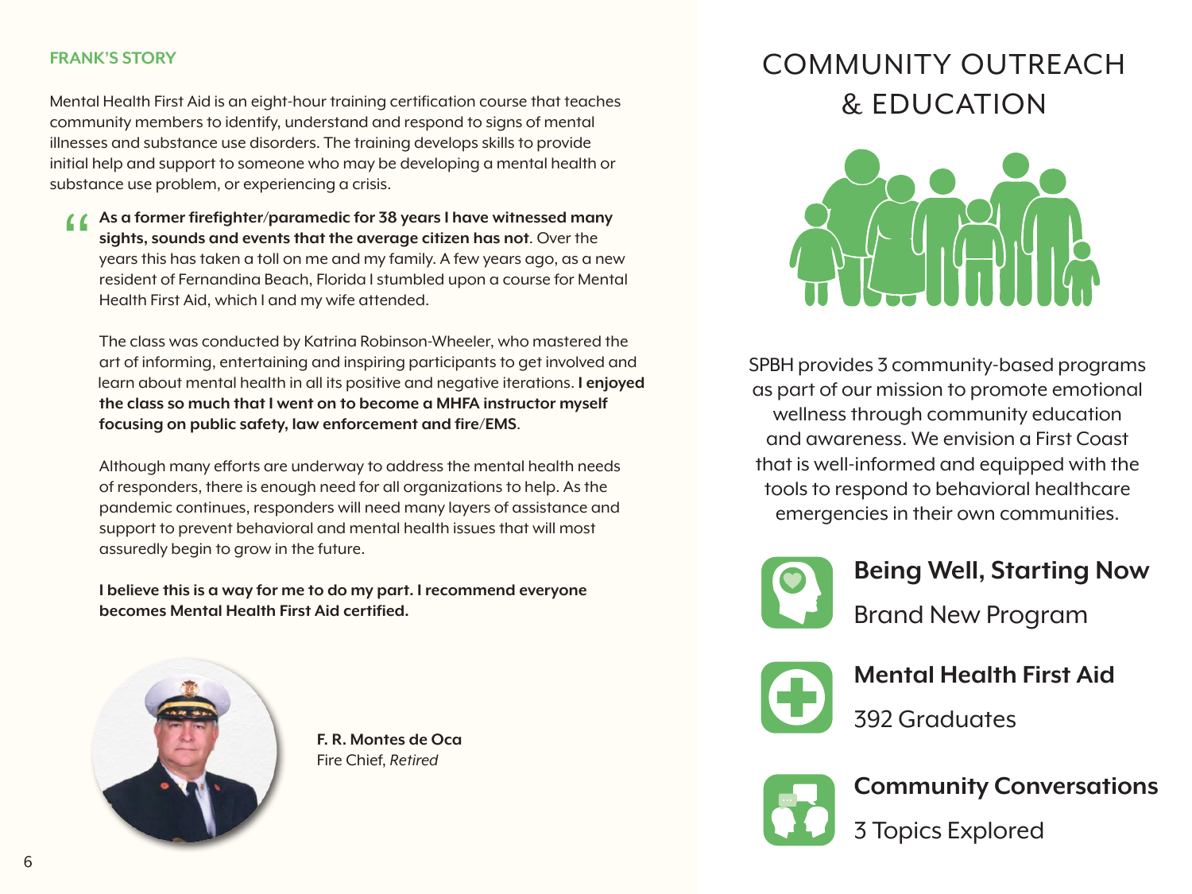## FRANK'S STORY

Mental Health First Aid is an eight-hour training certification course that teaches community members to identify, understand and respond to signs of mental illnesses and substance use disorders. The training develops skills to provide initial help and support to someone who may be developing a mental health or substance use problem, or experiencing a crisis.

> **As a former firefighter/paramedic for 38 years I have witnessed many sights, sounds and events that the average citizen has not**. Over the years this has taken a toll on me and my family. A few years ago, as a new resident of Fernandina Beach, Florida I stumbled upon a course for Mental Health First Aid, which I and my wife attended.
>
> The class was conducted by Katrina Robinson-Wheeler, who mastered the art of informing, entertaining and inspiring participants to get involved and learn about mental health in all its positive and negative iterations. **I enjoyed the class so much that I went on to become a MHFA instructor myself focusing on public safety, law enforcement and fire/EMS**.
>
> Although many efforts are underway to address the mental health needs of responders, there is enough need for all organizations to help. As the pandemic continues, responders will need many layers of assistance and support to prevent behavioral and mental health issues that will most assuredly begin to grow in the future.
>
> **I believe this is a way for me to do my part. I recommend everyone becomes Mental Health First Aid certified.**

**F. R. Montes de Oca**
Fire Chief, *Retired*

# COMMUNITY OUTREACH & EDUCATION

SPBH provides 3 community-based programs as part of our mission to promote emotional wellness through community education and awareness. We envision a First Coast that is well-informed and equipped with the tools to respond to behavioral healthcare emergencies in their own communities.

**Being Well, Starting Now**
Brand New Program

**Mental Health First Aid**
392 Graduates

**Community Conversations**
3 Topics Explored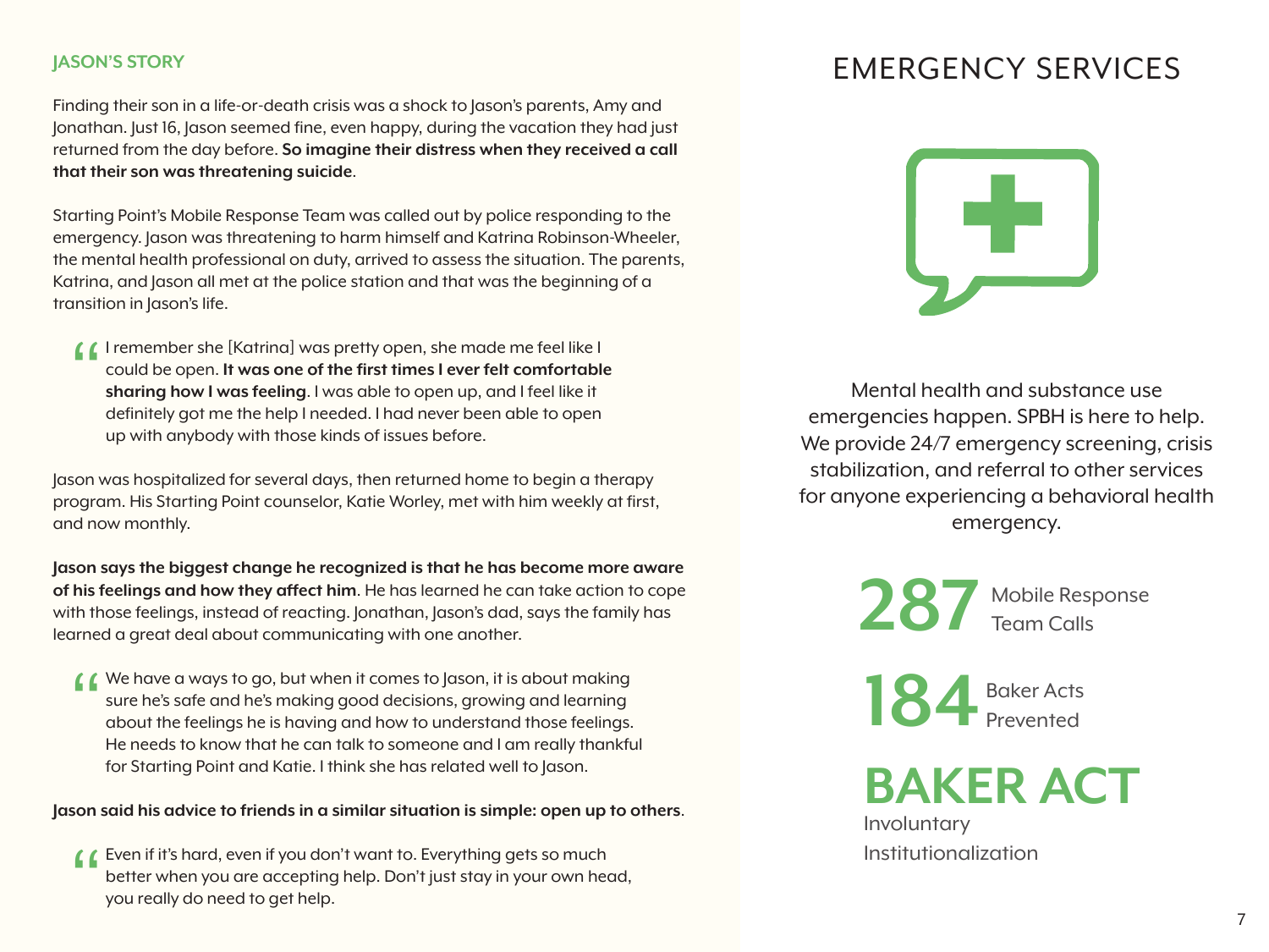### JASON'S STORY

Finding their son in a life-or-death crisis was a shock to Jason's parents, Amy and Jonathan. Just 16, Jason seemed fine, even happy, during the vacation they had just returned from the day before. **So imagine their distress when they received a call that their son was threatening suicide**.

Starting Point's Mobile Response Team was called out by police responding to the emergency. Jason was threatening to harm himself and Katrina Robinson-Wheeler, the mental health professional on duty, arrived to assess the situation. The parents, Katrina, and Jason all met at the police station and that was the beginning of a transition in Jason's life.

> "I remember she [Katrina] was pretty open, she made me feel like I could be open. **It was one of the first times I ever felt comfortable sharing how I was feeling**. I was able to open up, and I feel like it definitely got me the help I needed. I had never been able to open up with anybody with those kinds of issues before.

Jason was hospitalized for several days, then returned home to begin a therapy program. His Starting Point counselor, Katie Worley, met with him weekly at first, and now monthly.

**Jason says the biggest change he recognized is that he has become more aware of his feelings and how they affect him**. He has learned he can take action to cope with those feelings, instead of reacting. Jonathan, Jason's dad, says the family has learned a great deal about communicating with one another.

> "We have a ways to go, but when it comes to Jason, it is about making sure he's safe and he's making good decisions, growing and learning about the feelings he is having and how to understand those feelings. He needs to know that he can talk to someone and I am really thankful for Starting Point and Katie. I think she has related well to Jason.

**Jason said his advice to friends in a similar situation is simple: open up to others**.

> "Even if it's hard, even if you don't want to. Everything gets so much better when you are accepting help. Don't just stay in your own head, you really do need to get help.

# EMERGENCY SERVICES

Mental health and substance use emergencies happen. SPBH is here to help. We provide 24/7 emergency screening, crisis stabilization, and referral to other services for anyone experiencing a behavioral health emergency.

**287** Mobile Response Team Calls

**184** Baker Acts Prevented

**BAKER ACT**
Involuntary Institutionalization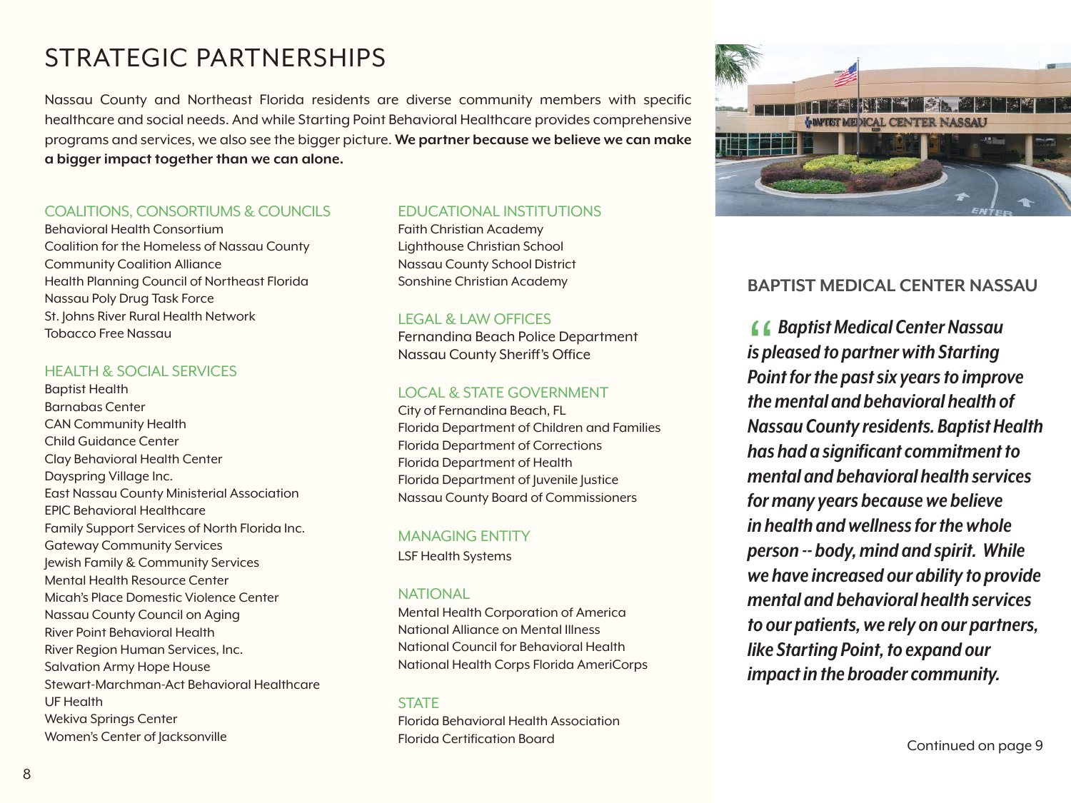# STRATEGIC PARTNERSHIPS

Nassau County and Northeast Florida residents are diverse community members with specific healthcare and social needs. And while Starting Point Behavioral Healthcare provides comprehensive programs and services, we also see the bigger picture. **We partner because we believe we can make a bigger impact together than we can alone.**

### COALITIONS, CONSORTIUMS & COUNCILS

Behavioral Health Consortium
Coalition for the Homeless of Nassau County
Community Coalition Alliance
Health Planning Council of Northeast Florida
Nassau Poly Drug Task Force
St. Johns River Rural Health Network
Tobacco Free Nassau

### HEALTH & SOCIAL SERVICES

Baptist Health
Barnabas Center
CAN Community Health
Child Guidance Center
Clay Behavioral Health Center
Dayspring Village Inc.
East Nassau County Ministerial Association
EPIC Behavioral Healthcare
Family Support Services of North Florida Inc.
Gateway Community Services
Jewish Family & Community Services
Mental Health Resource Center
Micah's Place Domestic Violence Center
Nassau County Council on Aging
River Point Behavioral Health
River Region Human Services, Inc.
Salvation Army Hope House
Stewart-Marchman-Act Behavioral Healthcare
UF Health
Wekiva Springs Center
Women's Center of Jacksonville

### EDUCATIONAL INSTITUTIONS

Faith Christian Academy
Lighthouse Christian School
Nassau County School District
Sonshine Christian Academy

### LEGAL & LAW OFFICES

Fernandina Beach Police Department
Nassau County Sheriff's Office

### LOCAL & STATE GOVERNMENT

City of Fernandina Beach, FL
Florida Department of Children and Families
Florida Department of Corrections
Florida Department of Health
Florida Department of Juvenile Justice
Nassau County Board of Commissioners

### MANAGING ENTITY

LSF Health Systems

### NATIONAL

Mental Health Corporation of America
National Alliance on Mental Illness
National Council for Behavioral Health
National Health Corps Florida AmeriCorps

### STATE

Florida Behavioral Health Association
Florida Certification Board

## BAPTIST MEDICAL CENTER NASSAU

***"Baptist Medical Center Nassau is pleased to partner with Starting Point for the past six years to improve the mental and behavioral health of Nassau County residents. Baptist Health has had a significant commitment to mental and behavioral health services for many years because we believe in health and wellness for the whole person -- body, mind and spirit. While we have increased our ability to provide mental and behavioral health services to our patients, we rely on our partners, like Starting Point, to expand our impact in the broader community.***

Continued on page 9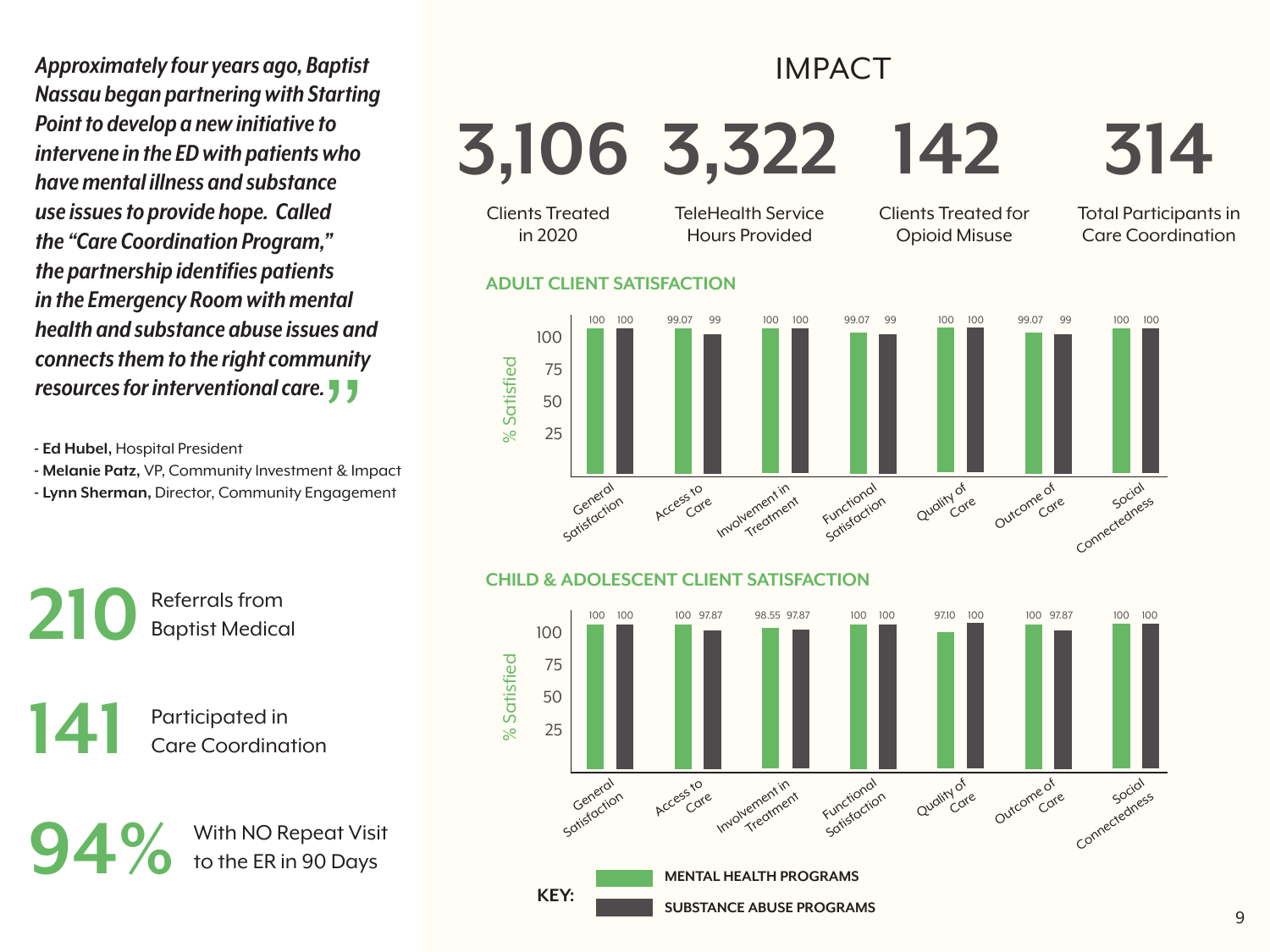*Approximately four years ago, Baptist Nassau began partnering with Starting Point to develop a new initiative to intervene in the ED with patients who have mental illness and substance use issues to provide hope. Called the "Care Coordination Program," the partnership identifies patients in the Emergency Room with mental health and substance abuse issues and connects them to the right community resources for interventional care."*

- **Ed Hubel,** Hospital President
- **Melanie Patz,** VP, Community Investment & Impact
- **Lynn Sherman,** Director, Community Engagement

**210** Referrals from Baptist Medical

**141** Participated in Care Coordination

**94%** With NO Repeat Visit to the ER in 90 Days

# IMPACT

**3,106** Clients Treated in 2020

**3,322** TeleHealth Service Hours Provided

**142** Clients Treated for Opioid Misuse

**314** Total Participants in Care Coordination

## ADULT CLIENT SATISFACTION

| % Satisfied | Mental Health Programs | Substance Abuse Programs |
| --- | --- | --- |
| General Satisfaction | 100 | 100 |
| Access to Care | 99.07 | 99 |
| Involvement in Treatment | 100 | 100 |
| Functional Satisfaction | 99.07 | 99 |
| Quality of Care | 100 | 100 |
| Outcome of Care | 99.07 | 99 |
| Social Connectedness | 100 | 100 |

## CHILD & ADOLESCENT CLIENT SATISFACTION

| % Satisfied | Mental Health Programs | Substance Abuse Programs |
| --- | --- | --- |
| General Satisfaction | 100 | 100 |
| Access to Care | 100 | 97.87 |
| Involvement in Treatment | 98.55 | 97.87 |
| Functional Satisfaction | 100 | 100 |
| Quality of Care | 97.10 | 100 |
| Outcome of Care | 100 | 97.87 |
| Social Connectedness | 100 | 100 |

**KEY:** MENTAL HEALTH PROGRAMS; SUBSTANCE ABUSE PROGRAMS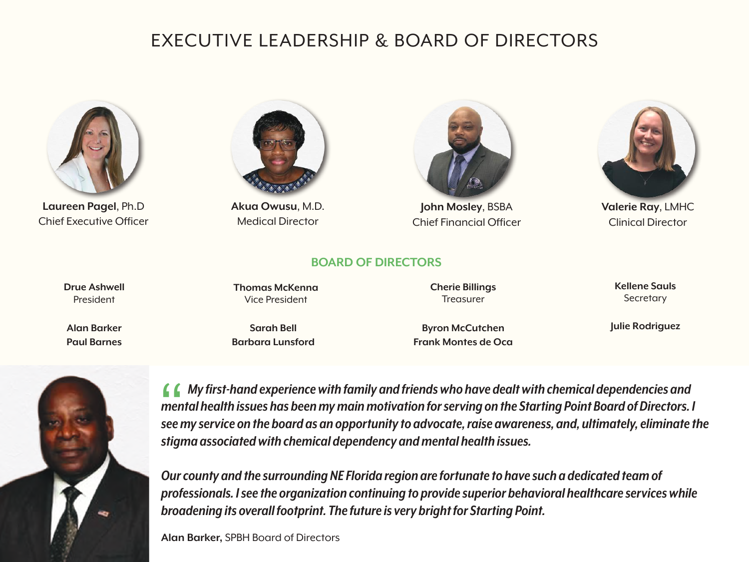# EXECUTIVE LEADERSHIP & BOARD OF DIRECTORS

**Laureen Pagel**, Ph.D
Chief Executive Officer

**Akua Owusu**, M.D.
Medical Director

**John Mosley**, BSBA
Chief Financial Officer

**Valerie Ray**, LMHC
Clinical Director

## BOARD OF DIRECTORS

**Drue Ashwell**
President

**Thomas McKenna**
Vice President

**Cherie Billings**
Treasurer

**Kellene Sauls**
Secretary

**Alan Barker**
**Paul Barnes**

**Sarah Bell**
**Barbara Lunsford**

**Byron McCutchen**
**Frank Montes de Oca**

**Julie Rodriguez**

> ***"My first-hand experience with family and friends who have dealt with chemical dependencies and mental health issues has been my main motivation for serving on the Starting Point Board of Directors. I see my service on the board as an opportunity to advocate, raise awareness, and, ultimately, eliminate the stigma associated with chemical dependency and mental health issues.***
>
> ***Our county and the surrounding NE Florida region are fortunate to have such a dedicated team of professionals. I see the organization continuing to provide superior behavioral healthcare services while broadening its overall footprint. The future is very bright for Starting Point.***
>
> **Alan Barker,** SPBH Board of Directors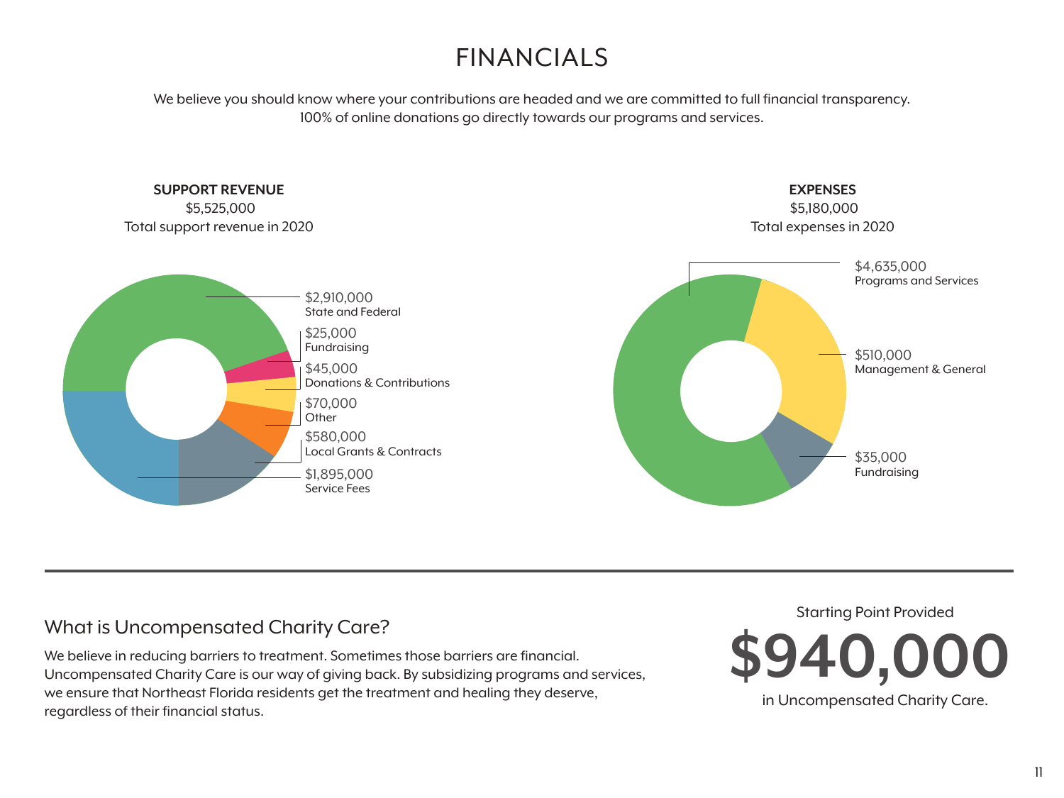# FINANCIALS

We believe you should know where your contributions are headed and we are committed to full financial transparency.
100% of online donations go directly towards our programs and services.

**SUPPORT REVENUE**
$5,525,000
Total support revenue in 2020

- $2,910,000 State and Federal
- $25,000 Fundraising
- $45,000 Donations & Contributions
- $70,000 Other
- $580,000 Local Grants & Contracts
- $1,895,000 Service Fees

**EXPENSES**
$5,180,000
Total expenses in 2020

- $4,635,000 Programs and Services
- $510,000 Management & General
- $35,000 Fundraising

## What is Uncompensated Charity Care?

We believe in reducing barriers to treatment. Sometimes those barriers are financial. Uncompensated Charity Care is our way of giving back. By subsidizing programs and services, we ensure that Northeast Florida residents get the treatment and healing they deserve, regardless of their financial status.

Starting Point Provided

**$940,000**

in Uncompensated Charity Care.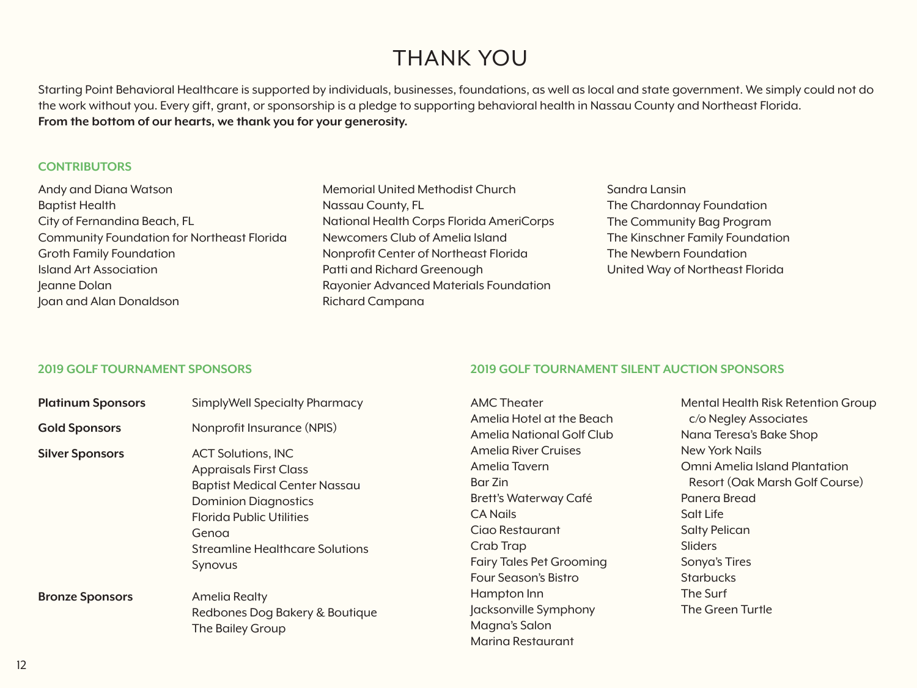# THANK YOU

Starting Point Behavioral Healthcare is supported by individuals, businesses, foundations, as well as local and state government. We simply could not do the work without you. Every gift, grant, or sponsorship is a pledge to supporting behavioral health in Nassau County and Northeast Florida.
**From the bottom of our hearts, we thank you for your generosity.**

## CONTRIBUTORS

Andy and Diana Watson
Baptist Health
City of Fernandina Beach, FL
Community Foundation for Northeast Florida
Groth Family Foundation
Island Art Association
Jeanne Dolan
Joan and Alan Donaldson
Memorial United Methodist Church
Nassau County, FL
National Health Corps Florida AmeriCorps
Newcomers Club of Amelia Island
Nonprofit Center of Northeast Florida
Patti and Richard Greenough
Rayonier Advanced Materials Foundation
Richard Campana
Sandra Lansin
The Chardonnay Foundation
The Community Bag Program
The Kinschner Family Foundation
The Newbern Foundation
United Way of Northeast Florida

## 2019 GOLF TOURNAMENT SPONSORS

**Platinum Sponsors**
SimplyWell Specialty Pharmacy

**Gold Sponsors**
Nonprofit Insurance (NPIS)

**Silver Sponsors**
ACT Solutions, INC
Appraisals First Class
Baptist Medical Center Nassau
Dominion Diagnostics
Florida Public Utilities
Genoa
Streamline Healthcare Solutions
Synovus

**Bronze Sponsors**
Amelia Realty
Redbones Dog Bakery & Boutique
The Bailey Group

## 2019 GOLF TOURNAMENT SILENT AUCTION SPONSORS

AMC Theater
Amelia Hotel at the Beach
Amelia National Golf Club
Amelia River Cruises
Amelia Tavern
Bar Zin
Brett's Waterway Café
CA Nails
Ciao Restaurant
Crab Trap
Fairy Tales Pet Grooming
Four Season's Bistro
Hampton Inn
Jacksonville Symphony
Magna's Salon
Marina Restaurant
Mental Health Risk Retention Group c/o Negley Associates
Nana Teresa's Bake Shop
New York Nails
Omni Amelia Island Plantation Resort (Oak Marsh Golf Course)
Panera Bread
Salt Life
Salty Pelican
Sliders
Sonya's Tires
Starbucks
The Surf
The Green Turtle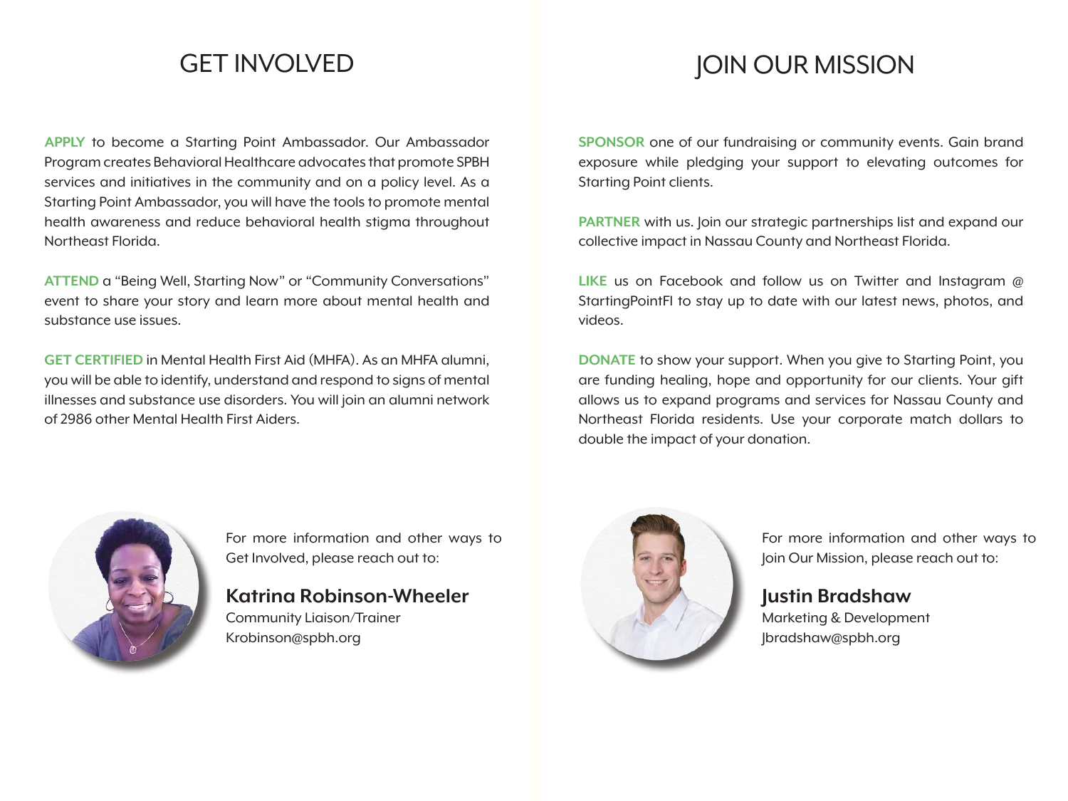# GET INVOLVED

**APPLY** to become a Starting Point Ambassador. Our Ambassador Program creates Behavioral Healthcare advocates that promote SPBH services and initiatives in the community and on a policy level. As a Starting Point Ambassador, you will have the tools to promote mental health awareness and reduce behavioral health stigma throughout Northeast Florida.

**ATTEND** a "Being Well, Starting Now" or "Community Conversations" event to share your story and learn more about mental health and substance use issues.

**GET CERTIFIED** in Mental Health First Aid (MHFA). As an MHFA alumni, you will be able to identify, understand and respond to signs of mental illnesses and substance use disorders. You will join an alumni network of 2986 other Mental Health First Aiders.

For more information and other ways to Get Involved, please reach out to:

**Katrina Robinson-Wheeler**
Community Liaison/Trainer
Krobinson@spbh.org

# JOIN OUR MISSION

**SPONSOR** one of our fundraising or community events. Gain brand exposure while pledging your support to elevating outcomes for Starting Point clients.

**PARTNER** with us. Join our strategic partnerships list and expand our collective impact in Nassau County and Northeast Florida.

**LIKE** us on Facebook and follow us on Twitter and Instagram @ StartingPointFl to stay up to date with our latest news, photos, and videos.

**DONATE** to show your support. When you give to Starting Point, you are funding healing, hope and opportunity for our clients. Your gift allows us to expand programs and services for Nassau County and Northeast Florida residents. Use your corporate match dollars to double the impact of your donation.

For more information and other ways to Join Our Mission, please reach out to:

**Justin Bradshaw**
Marketing & Development
Jbradshaw@spbh.org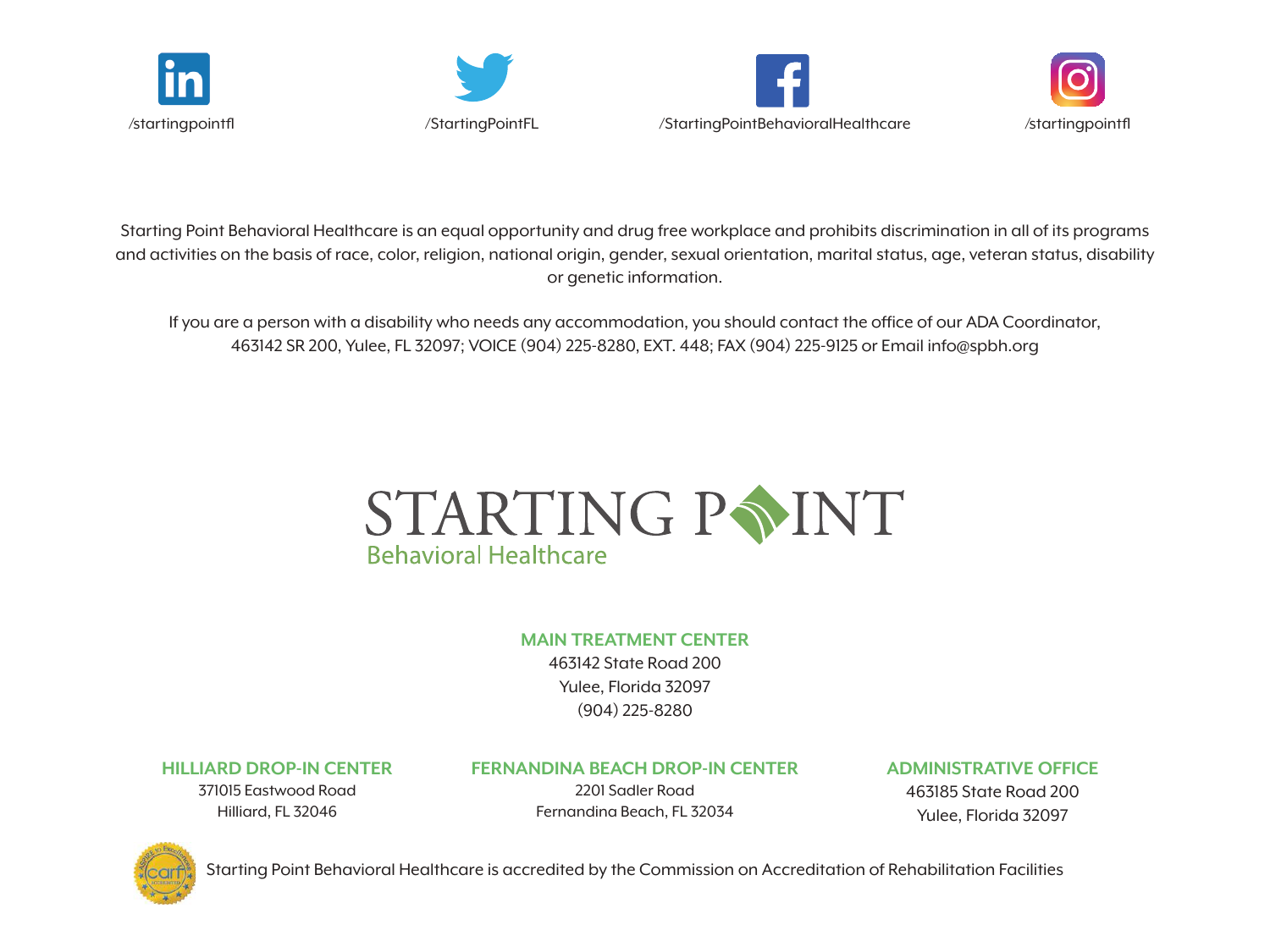/startingpointfl

/StartingPointFL

/StartingPointBehavioralHealthcare

/startingpointfl

Starting Point Behavioral Healthcare is an equal opportunity and drug free workplace and prohibits discrimination in all of its programs and activities on the basis of race, color, religion, national origin, gender, sexual orientation, marital status, age, veteran status, disability or genetic information.

If you are a person with a disability who needs any accommodation, you should contact the office of our ADA Coordinator, 463142 SR 200, Yulee, FL 32097; VOICE (904) 225-8280, EXT. 448; FAX (904) 225-9125 or Email info@spbh.org

STARTING POINT
Behavioral Healthcare

**MAIN TREATMENT CENTER**
463142 State Road 200
Yulee, Florida 32097
(904) 225-8280

**HILLIARD DROP-IN CENTER**
371015 Eastwood Road
Hilliard, FL 32046

**FERNANDINA BEACH DROP-IN CENTER**
2201 Sadler Road
Fernandina Beach, FL 32034

**ADMINISTRATIVE OFFICE**
463185 State Road 200
Yulee, Florida 32097

Starting Point Behavioral Healthcare is accredited by the Commission on Accreditation of Rehabilitation Facilities